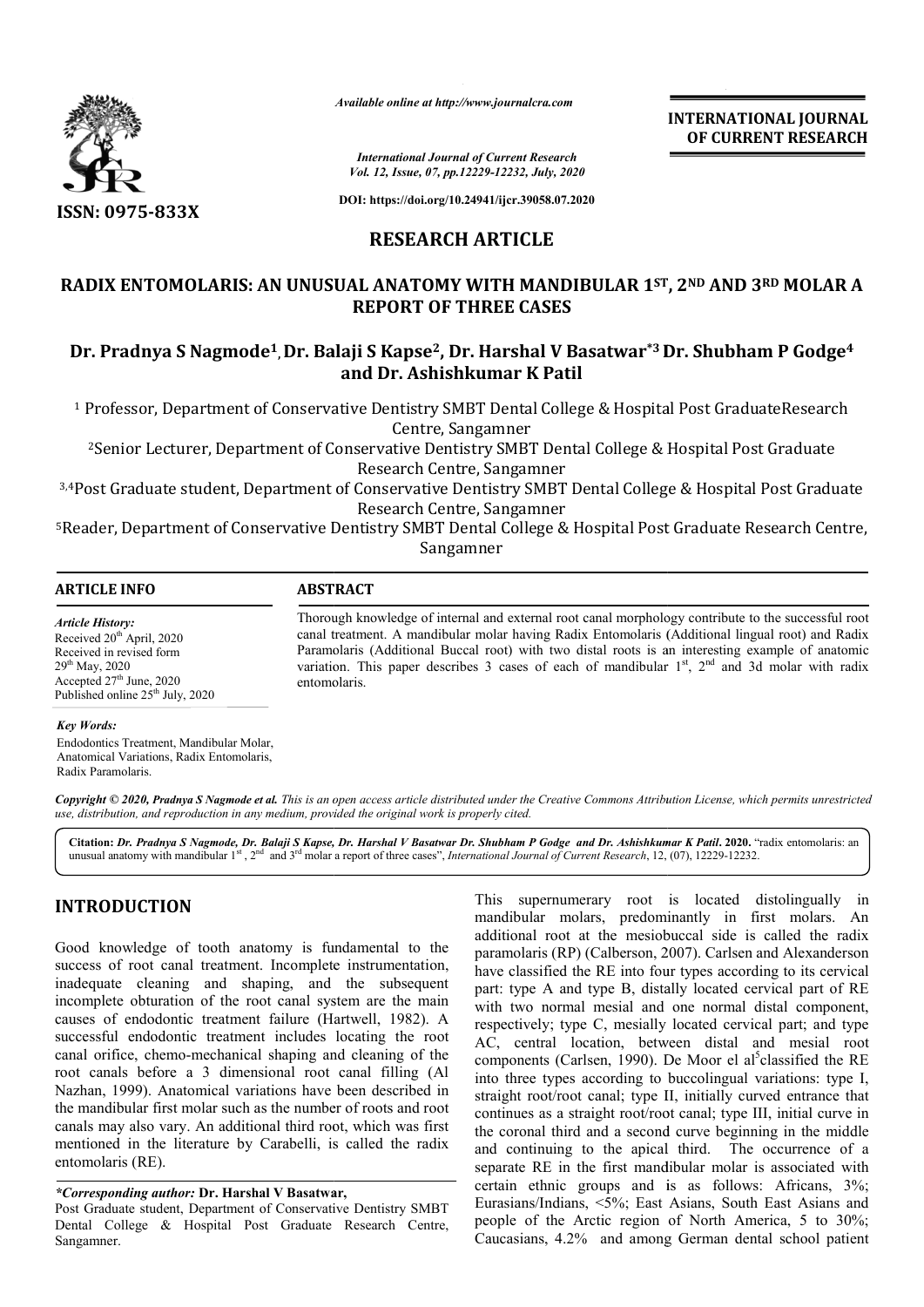# RESEARCH ARTICLE

## RADIX ENTOMOLARIS: AN UNUSUAL ANATOMY WITH MANDIBULAR 1ST, 2ND AND 3RD MOLAR A REPORT OF THREE CASES

**Dr. Pradnya S Nagmode[1], Dr. Balaji S Kapse[2], Dr. Harshal V Basatwar*[3] Dr. Shubham P Godge[4] and Dr. Ashishkumar K Patil**

[1] Professor, Department of Conservative Dentistry SMBT Dental College & Hospital Post GraduateResearch Centre, Sangamner

[2]Senior Lecturer, Department of Conservative Dentistry SMBT Dental College & Hospital Post Graduate Research Centre, Sangamner

[3,4]Post Graduate student, Department of Conservative Dentistry SMBT Dental College & Hospital Post Graduate Research Centre, Sangamner

[5]Reader, Department of Conservative Dentistry SMBT Dental College & Hospital Post Graduate Research Centre, Sangamner

### ARTICLE INFO

*Article History:*
Received 20th April, 2020
Received in revised form
29th May, 2020
Accepted 27th June, 2020
Published online 25th July, 2020

*Key Words:*
Endodontics Treatment, Mandibular Molar, Anatomical Variations, Radix Entomolaris, Radix Paramolaris.

### ABSTRACT

Thorough knowledge of internal and external root canal morphology contribute to the successful root canal treatment. A mandibular molar having Radix Entomolaris (Additional lingual root) and Radix Paramolaris (Additional Buccal root) with two distal roots is an interesting example of anatomic variation. This paper describes 3 cases of each of mandibular 1st, 2nd and 3d molar with radix entomolaris.

*Copyright © 2020, Pradnya S Nagmode et al. This is an open access article distributed under the Creative Commons Attribution License, which permits unrestricted use, distribution, and reproduction in any medium, provided the original work is properly cited.*

**Citation:** *Dr. Pradnya S Nagmode, Dr. Balaji S Kapse, Dr. Harshal V Basatwar Dr. Shubham P Godge and Dr. Ashishkumar K Patil***. 2020.** "radix entomolaris: an unusual anatomy with mandibular 1st , 2nd and 3rd molar a report of three cases", *International Journal of Current Research*, 12, (07), 12229-12232.

## INTRODUCTION

Good knowledge of tooth anatomy is fundamental to the success of root canal treatment. Incomplete instrumentation, inadequate cleaning and shaping, and the subsequent incomplete obturation of the root canal system are the main causes of endodontic treatment failure (Hartwell, 1982). A successful endodontic treatment includes locating the root canal orifice, chemo-mechanical shaping and cleaning of the root canals before a 3 dimensional root canal filling (Al Nazhan, 1999). Anatomical variations have been described in the mandibular first molar such as the number of roots and root canals may also vary. An additional third root, which was first mentioned in the literature by Carabelli, is called the radix entomolaris (RE).

This supernumerary root is located distolingually in mandibular molars, predominantly in first molars. An additional root at the mesiobuccal side is called the radix paramolaris (RP) (Calberson, 2007). Carlsen and Alexanderson have classified the RE into four types according to its cervical part: type A and type B, distally located cervical part of RE with two normal mesial and one normal distal component, respectively; type C, mesially located cervical part; and type AC, central location, between distal and mesial root components (Carlsen, 1990). De Moor el al[5]classified the RE into three types according to buccolingual variations: type I, straight root/root canal; type II, initially curved entrance that continues as a straight root/root canal; type III, initial curve in the coronal third and a second curve beginning in the middle and continuing to the apical third. The occurrence of a separate RE in the first mandibular molar is associated with certain ethnic groups and is as follows: Africans, 3%; Eurasians/Indians, <5%; East Asians, South East Asians and people of the Arctic region of North America, 5 to 30%; Caucasians, 4.2% and among German dental school patient

**\*Corresponding author: Dr. Harshal V Basatwar,**
Post Graduate student, Department of Conservative Dentistry SMBT Dental College & Hospital Post Graduate Research Centre, Sangamner.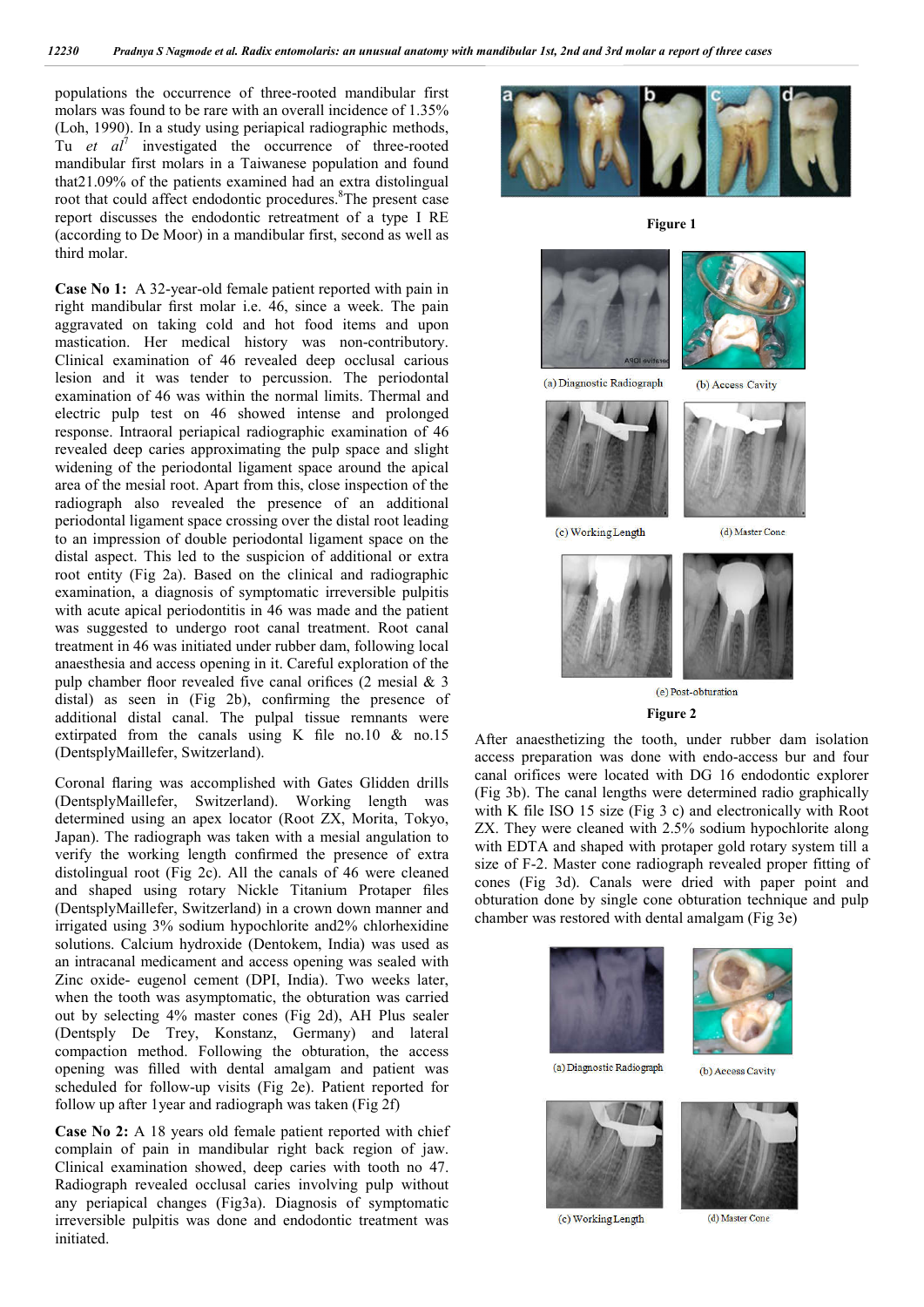populations the occurrence of three-rooted mandibular first molars was found to be rare with an overall incidence of 1.35% (Loh, 1990). In a study using periapical radiographic methods, Tu *et al*[7] investigated the occurrence of three-rooted mandibular first molars in a Taiwanese population and found that21.09% of the patients examined had an extra distolingual root that could affect endodontic procedures.[8]The present case report discusses the endodontic retreatment of a type I RE (according to De Moor) in a mandibular first, second as well as third molar.

**Case No 1:** A 32-year-old female patient reported with pain in right mandibular first molar i.e. 46, since a week. The pain aggravated on taking cold and hot food items and upon mastication. Her medical history was non-contributory. Clinical examination of 46 revealed deep occlusal carious lesion and it was tender to percussion. The periodontal examination of 46 was within the normal limits. Thermal and electric pulp test on 46 showed intense and prolonged response. Intraoral periapical radiographic examination of 46 revealed deep caries approximating the pulp space and slight widening of the periodontal ligament space around the apical area of the mesial root. Apart from this, close inspection of the radiograph also revealed the presence of an additional periodontal ligament space crossing over the distal root leading to an impression of double periodontal ligament space on the distal aspect. This led to the suspicion of additional or extra root entity (Fig 2a). Based on the clinical and radiographic examination, a diagnosis of symptomatic irreversible pulpitis with acute apical periodontitis in 46 was made and the patient was suggested to undergo root canal treatment. Root canal treatment in 46 was initiated under rubber dam, following local anaesthesia and access opening in it. Careful exploration of the pulp chamber floor revealed five canal orifices (2 mesial & 3 distal) as seen in (Fig 2b), confirming the presence of additional distal canal. The pulpal tissue remnants were extirpated from the canals using K file no.10 & no.15 (DentsplyMaillefer, Switzerland).

Coronal flaring was accomplished with Gates Glidden drills (DentsplyMaillefer, Switzerland). Working length was determined using an apex locator (Root ZX, Morita, Tokyo, Japan). The radiograph was taken with a mesial angulation to verify the working length confirmed the presence of extra distolingual root (Fig 2c). All the canals of 46 were cleaned and shaped using rotary Nickle Titanium Protaper files (DentsplyMaillefer, Switzerland) in a crown down manner and irrigated using 3% sodium hypochlorite and2% chlorhexidine solutions. Calcium hydroxide (Dentokem, India) was used as an intracanal medicament and access opening was sealed with Zinc oxide- eugenol cement (DPI, India). Two weeks later, when the tooth was asymptomatic, the obturation was carried out by selecting 4% master cones (Fig 2d), AH Plus sealer (Dentsply De Trey, Konstanz, Germany) and lateral compaction method. Following the obturation, the access opening was filled with dental amalgam and patient was scheduled for follow-up visits (Fig 2e). Patient reported for follow up after 1year and radiograph was taken (Fig 2f)

**Case No 2:** A 18 years old female patient reported with chief complain of pain in mandibular right back region of jaw. Clinical examination showed, deep caries with tooth no 47. Radiograph revealed occlusal caries involving pulp without any periapical changes (Fig3a). Diagnosis of symptomatic irreversible pulpitis was done and endodontic treatment was initiated.

a b c d

**Figure 1**

(a) Diagnostic Radiograph (b) Access Cavity

(c) Working Length (d) Master Cone

(e) Post-obturation

**Figure 2**

After anaesthetizing the tooth, under rubber dam isolation access preparation was done with endo-access bur and four canal orifices were located with DG 16 endodontic explorer (Fig 3b). The canal lengths were determined radio graphically with K file ISO 15 size (Fig 3 c) and electronically with Root ZX. They were cleaned with 2.5% sodium hypochlorite along with EDTA and shaped with protaper gold rotary system till a size of F-2. Master cone radiograph revealed proper fitting of cones (Fig 3d). Canals were dried with paper point and obturation done by single cone obturation technique and pulp chamber was restored with dental amalgam (Fig 3e)

(a) Diagnostic Radiograph (b) Access Cavity

(c) Working Length (d) Master Cone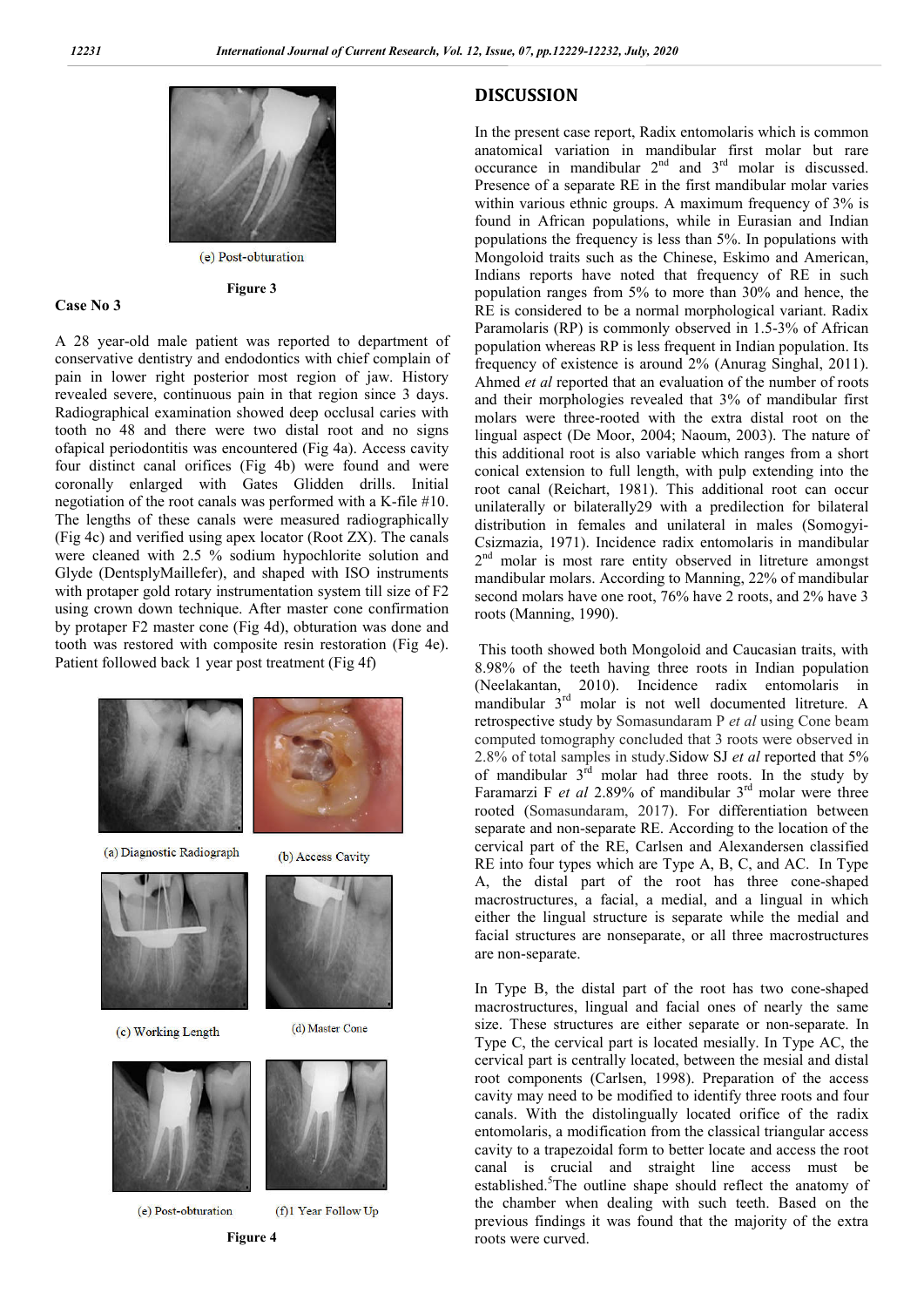(e) Post-obturation

**Figure 3**

**Case No 3**

A 28 year-old male patient was reported to department of conservative dentistry and endodontics with chief complain of pain in lower right posterior most region of jaw. History revealed severe, continuous pain in that region since 3 days. Radiographical examination showed deep occlusal caries with tooth no 48 and there were two distal root and no signs ofapical periodontitis was encountered (Fig 4a). Access cavity four distinct canal orifices (Fig 4b) were found and were coronally enlarged with Gates Glidden drills. Initial negotiation of the root canals was performed with a K-file #10. The lengths of these canals were measured radiographically (Fig 4c) and verified using apex locator (Root ZX). The canals were cleaned with 2.5 % sodium hypochlorite solution and Glyde (DentsplyMaillefer), and shaped with ISO instruments with protaper gold rotary instrumentation system till size of F2 using crown down technique. After master cone confirmation by protaper F2 master cone (Fig 4d), obturation was done and tooth was restored with composite resin restoration (Fig 4e). Patient followed back 1 year post treatment (Fig 4f)

(a) Diagnostic Radiograph

(b) Access Cavity

(c) Working Length

(d) Master Cone

(e) Post-obturation

(f)1 Year Follow Up

**Figure 4**

## DISCUSSION

In the present case report, Radix entomolaris which is common anatomical variation in mandibular first molar but rare occurance in mandibular 2nd and 3rd molar is discussed. Presence of a separate RE in the first mandibular molar varies within various ethnic groups. A maximum frequency of 3% is found in African populations, while in Eurasian and Indian populations the frequency is less than 5%. In populations with Mongoloid traits such as the Chinese, Eskimo and American, Indians reports have noted that frequency of RE in such population ranges from 5% to more than 30% and hence, the RE is considered to be a normal morphological variant. Radix Paramolaris (RP) is commonly observed in 1.5-3% of African population whereas RP is less frequent in Indian population. Its frequency of existence is around 2% (Anurag Singhal, 2011). Ahmed *et al* reported that an evaluation of the number of roots and their morphologies revealed that 3% of mandibular first molars were three-rooted with the extra distal root on the lingual aspect (De Moor, 2004; Naoum, 2003). The nature of this additional root is also variable which ranges from a short conical extension to full length, with pulp extending into the root canal (Reichart, 1981). This additional root can occur unilaterally or bilaterally29 with a predilection for bilateral distribution in females and unilateral in males (Somogyi-Csizmazia, 1971). Incidence radix entomolaris in mandibular 2nd molar is most rare entity observed in litreture amongst mandibular molars. According to Manning, 22% of mandibular second molars have one root, 76% have 2 roots, and 2% have 3 roots (Manning, 1990).

This tooth showed both Mongoloid and Caucasian traits, with 8.98% of the teeth having three roots in Indian population (Neelakantan, 2010). Incidence radix entomolaris in mandibular 3rd molar is not well documented litreture. A retrospective study by Somasundaram P *et al* using Cone beam computed tomography concluded that 3 roots were observed in 2.8% of total samples in study.Sidow SJ *et al* reported that 5% of mandibular 3rd molar had three roots. In the study by Faramarzi F *et al* 2.89% of mandibular 3rd molar were three rooted (Somasundaram, 2017). For differentiation between separate and non-separate RE. According to the location of the cervical part of the RE, Carlsen and Alexandersen classified RE into four types which are Type A, B, C, and AC. In Type A, the distal part of the root has three cone-shaped macrostructures, a facial, a medial, and a lingual in which either the lingual structure is separate while the medial and facial structures are nonseparate, or all three macrostructures are non-separate.

In Type B, the distal part of the root has two cone-shaped macrostructures, lingual and facial ones of nearly the same size. These structures are either separate or non-separate. In Type C, the cervical part is located mesially. In Type AC, the cervical part is centrally located, between the mesial and distal root components (Carlsen, 1998). Preparation of the access cavity may need to be modified to identify three roots and four canals. With the distolingually located orifice of the radix entomolaris, a modification from the classical triangular access cavity to a trapezoidal form to better locate and access the root canal is crucial and straight line access must be established.[5]The outline shape should reflect the anatomy of the chamber when dealing with such teeth. Based on the previous findings it was found that the majority of the extra roots were curved.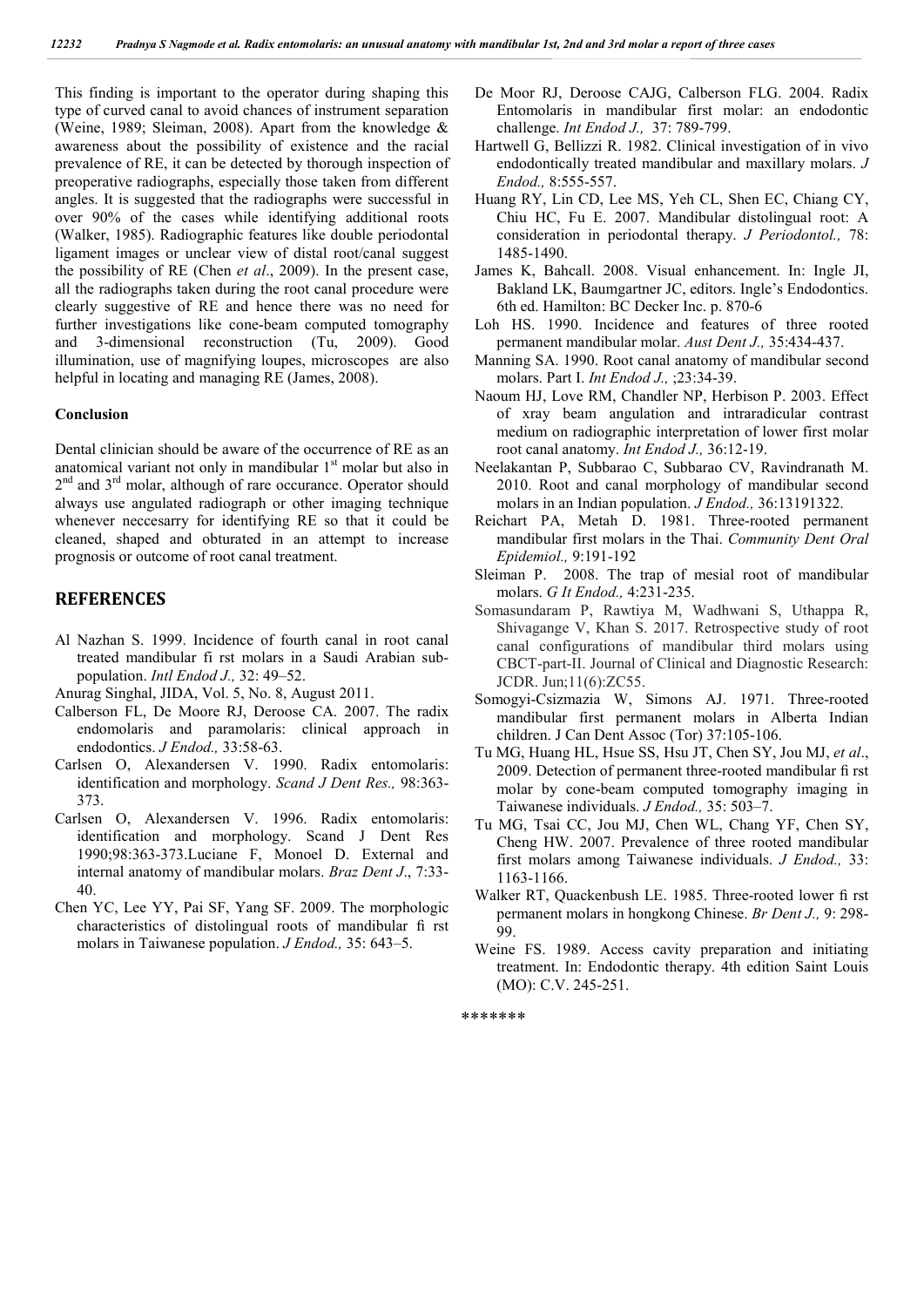This finding is important to the operator during shaping this type of curved canal to avoid chances of instrument separation (Weine, 1989; Sleiman, 2008). Apart from the knowledge & awareness about the possibility of existence and the racial prevalence of RE, it can be detected by thorough inspection of preoperative radiographs, especially those taken from different angles. It is suggested that the radiographs were successful in over 90% of the cases while identifying additional roots (Walker, 1985). Radiographic features like double periodontal ligament images or unclear view of distal root/canal suggest the possibility of RE (Chen *et al*., 2009). In the present case, all the radiographs taken during the root canal procedure were clearly suggestive of RE and hence there was no need for further investigations like cone-beam computed tomography and 3-dimensional reconstruction (Tu, 2009). Good illumination, use of magnifying loupes, microscopes are also helpful in locating and managing RE (James, 2008).

**Conclusion**

Dental clinician should be aware of the occurrence of RE as an anatomical variant not only in mandibular 1st molar but also in 2nd and 3rd molar, although of rare occurance. Operator should always use angulated radiograph or other imaging technique whenever neccesarry for identifying RE so that it could be cleaned, shaped and obturated in an attempt to increase prognosis or outcome of root canal treatment.

## REFERENCES

Al Nazhan S. 1999. Incidence of fourth canal in root canal treated mandibular fi rst molars in a Saudi Arabian sub-population. *Intl Endod J.,* 32: 49–52.

Anurag Singhal, JIDA, Vol. 5, No. 8, August 2011.

Calberson FL, De Moore RJ, Deroose CA. 2007. The radix endomolaris and paramolaris: clinical approach in endodontics. *J Endod.,* 33:58-63.

Carlsen O, Alexandersen V. 1990. Radix entomolaris: identification and morphology. *Scand J Dent Res.,* 98:363-373.

Carlsen O, Alexandersen V. 1996. Radix entomolaris: identification and morphology. Scand J Dent Res 1990;98:363-373.Luciane F, Monoel D. External and internal anatomy of mandibular molars. *Braz Dent J*., 7:33-40.

Chen YC, Lee YY, Pai SF, Yang SF. 2009. The morphologic characteristics of distolingual roots of mandibular fi rst molars in Taiwanese population. *J Endod.,* 35: 643–5.

De Moor RJ, Deroose CAJG, Calberson FLG. 2004. Radix Entomolaris in mandibular first molar: an endodontic challenge. *Int Endod J.,* 37: 789-799.

Hartwell G, Bellizzi R. 1982. Clinical investigation of in vivo endodontically treated mandibular and maxillary molars. *J Endod.,* 8:555-557.

Huang RY, Lin CD, Lee MS, Yeh CL, Shen EC, Chiang CY, Chiu HC, Fu E. 2007. Mandibular distolingual root: A consideration in periodontal therapy. *J Periodontol.,* 78: 1485-1490.

James K, Bahcall. 2008. Visual enhancement. In: Ingle JI, Bakland LK, Baumgartner JC, editors. Ingle's Endodontics. 6th ed. Hamilton: BC Decker Inc. p. 870-6

Loh HS. 1990. Incidence and features of three rooted permanent mandibular molar. *Aust Dent J.,* 35:434-437.

Manning SA. 1990. Root canal anatomy of mandibular second molars. Part I. *Int Endod J.,* ;23:34-39.

Naoum HJ, Love RM, Chandler NP, Herbison P. 2003. Effect of xray beam angulation and intraradicular contrast medium on radiographic interpretation of lower first molar root canal anatomy. *Int Endod J.,* 36:12-19.

Neelakantan P, Subbarao C, Subbarao CV, Ravindranath M. 2010. Root and canal morphology of mandibular second molars in an Indian population. *J Endod.,* 36:13191322.

Reichart PA, Metah D. 1981. Three-rooted permanent mandibular first molars in the Thai. *Community Dent Oral Epidemiol.,* 9:191-192

Sleiman P. 2008. The trap of mesial root of mandibular molars. *G It Endod.,* 4:231-235.

Somasundaram P, Rawtiya M, Wadhwani S, Uthappa R, Shivagange V, Khan S. 2017. Retrospective study of root canal configurations of mandibular third molars using CBCT-part-II. Journal of Clinical and Diagnostic Research: JCDR. Jun;11(6):ZC55.

Somogyi-Csizmazia W, Simons AJ. 1971. Three-rooted mandibular first permanent molars in Alberta Indian children. J Can Dent Assoc (Tor) 37:105-106.

Tu MG, Huang HL, Hsue SS, Hsu JT, Chen SY, Jou MJ, *et al*., 2009. Detection of permanent three-rooted mandibular fi rst molar by cone-beam computed tomography imaging in Taiwanese individuals. *J Endod.,* 35: 503–7.

Tu MG, Tsai CC, Jou MJ, Chen WL, Chang YF, Chen SY, Cheng HW. 2007. Prevalence of three rooted mandibular first molars among Taiwanese individuals. *J Endod.,* 33: 1163-1166.

Walker RT, Quackenbush LE. 1985. Three-rooted lower fi rst permanent molars in hongkong Chinese. *Br Dent J.,* 9: 298-99.

Weine FS. 1989. Access cavity preparation and initiating treatment. In: Endodontic therapy. 4th edition Saint Louis (MO): C.V. 245-251.

*******